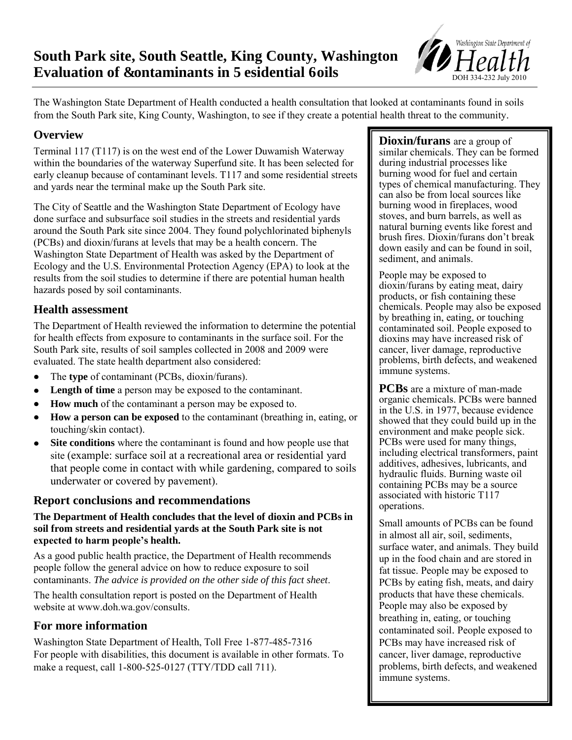# South Park site, South Seattle, King County, Washington
# Evaluation of &ontaminants in 5esidential 6oils

Washington State Department of Health
DOH 334-232 July 2010

The Washington State Department of Health conducted a health consultation that looked at contaminants found in soils from the South Park site, King County, Washington, to see if they create a potential health threat to the community.

## Overview

Terminal 117 (T117) is on the west end of the Lower Duwamish Waterway within the boundaries of the waterway Superfund site. It has been selected for early cleanup because of contaminant levels. T117 and some residential streets and yards near the terminal make up the South Park site.

The City of Seattle and the Washington State Department of Ecology have done surface and subsurface soil studies in the streets and residential yards around the South Park site since 2004. They found polychlorinated biphenyls (PCBs) and dioxin/furans at levels that may be a health concern. The Washington State Department of Health was asked by the Department of Ecology and the U.S. Environmental Protection Agency (EPA) to look at the results from the soil studies to determine if there are potential human health hazards posed by soil contaminants.

## Health assessment

The Department of Health reviewed the information to determine the potential for health effects from exposure to contaminants in the surface soil. For the South Park site, results of soil samples collected in 2008 and 2009 were evaluated. The state health department also considered:

- The **type** of contaminant (PCBs, dioxin/furans).
- **Length of time** a person may be exposed to the contaminant.
- **How much** of the contaminant a person may be exposed to.
- **How a person can be exposed** to the contaminant (breathing in, eating, or touching/skin contact).
- **Site conditions** where the contaminant is found and how people use that site (example: surface soil at a recreational area or residential yard that people come in contact with while gardening, compared to soils underwater or covered by pavement).

## Report conclusions and recommendations

**The Department of Health concludes that the level of dioxin and PCBs in soil from streets and residential yards at the South Park site is not expected to harm people's health.**

As a good public health practice, the Department of Health recommends people follow the general advice on how to reduce exposure to soil contaminants. *The advice is provided on the other side of this fact sheet*.

The health consultation report is posted on the Department of Health website at www.doh.wa.gov/consults.

## For more information

Washington State Department of Health, Toll Free 1-877-485-7316
For people with disabilities, this document is available in other formats. To make a request, call 1-800-525-0127 (TTY/TDD call 711).

**Dioxin/furans** are a group of similar chemicals. They can be formed during industrial processes like burning wood for fuel and certain types of chemical manufacturing. They can also be from local sources like burning wood in fireplaces, wood stoves, and burn barrels, as well as natural burning events like forest and brush fires. Dioxin/furans don't break down easily and can be found in soil, sediment, and animals.

People may be exposed to dioxin/furans by eating meat, dairy products, or fish containing these chemicals. People may also be exposed by breathing in, eating, or touching contaminated soil. People exposed to dioxins may have increased risk of cancer, liver damage, reproductive problems, birth defects, and weakened immune systems.

**PCBs** are a mixture of man-made organic chemicals. PCBs were banned in the U.S. in 1977, because evidence showed that they could build up in the environment and make people sick. PCBs were used for many things, including electrical transformers, paint additives, adhesives, lubricants, and hydraulic fluids. Burning waste oil containing PCBs may be a source associated with historic T117 operations.

Small amounts of PCBs can be found in almost all air, soil, sediments, surface water, and animals. They build up in the food chain and are stored in fat tissue. People may be exposed to PCBs by eating fish, meats, and dairy products that have these chemicals. People may also be exposed by breathing in, eating, or touching contaminated soil. People exposed to PCBs may have increased risk of cancer, liver damage, reproductive problems, birth defects, and weakened immune systems.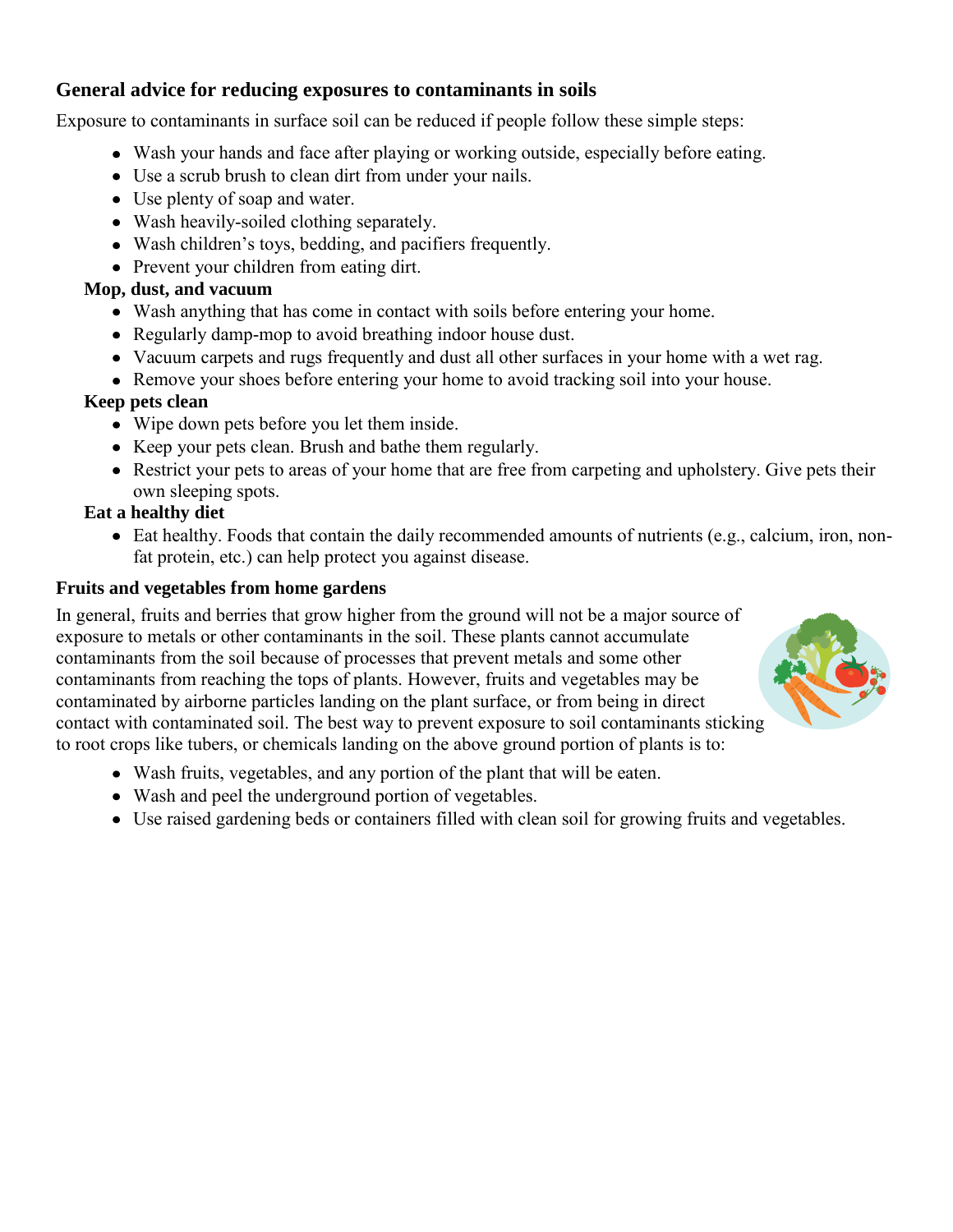## General advice for reducing exposures to contaminants in soils

Exposure to contaminants in surface soil can be reduced if people follow these simple steps:

- Wash your hands and face after playing or working outside, especially before eating.
- Use a scrub brush to clean dirt from under your nails.
- Use plenty of soap and water.
- Wash heavily-soiled clothing separately.
- Wash children's toys, bedding, and pacifiers frequently.
- Prevent your children from eating dirt.

### Mop, dust, and vacuum

- Wash anything that has come in contact with soils before entering your home.
- Regularly damp-mop to avoid breathing indoor house dust.
- Vacuum carpets and rugs frequently and dust all other surfaces in your home with a wet rag.
- Remove your shoes before entering your home to avoid tracking soil into your house.

### Keep pets clean

- Wipe down pets before you let them inside.
- Keep your pets clean. Brush and bathe them regularly.
- Restrict your pets to areas of your home that are free from carpeting and upholstery. Give pets their own sleeping spots.

### Eat a healthy diet

- Eat healthy. Foods that contain the daily recommended amounts of nutrients (e.g., calcium, iron, non-fat protein, etc.) can help protect you against disease.

## Fruits and vegetables from home gardens

In general, fruits and berries that grow higher from the ground will not be a major source of exposure to metals or other contaminants in the soil. These plants cannot accumulate contaminants from the soil because of processes that prevent metals and some other contaminants from reaching the tops of plants. However, fruits and vegetables may be contaminated by airborne particles landing on the plant surface, or from being in direct contact with contaminated soil. The best way to prevent exposure to soil contaminants sticking to root crops like tubers, or chemicals landing on the above ground portion of plants is to:

- Wash fruits, vegetables, and any portion of the plant that will be eaten.
- Wash and peel the underground portion of vegetables.
- Use raised gardening beds or containers filled with clean soil for growing fruits and vegetables.